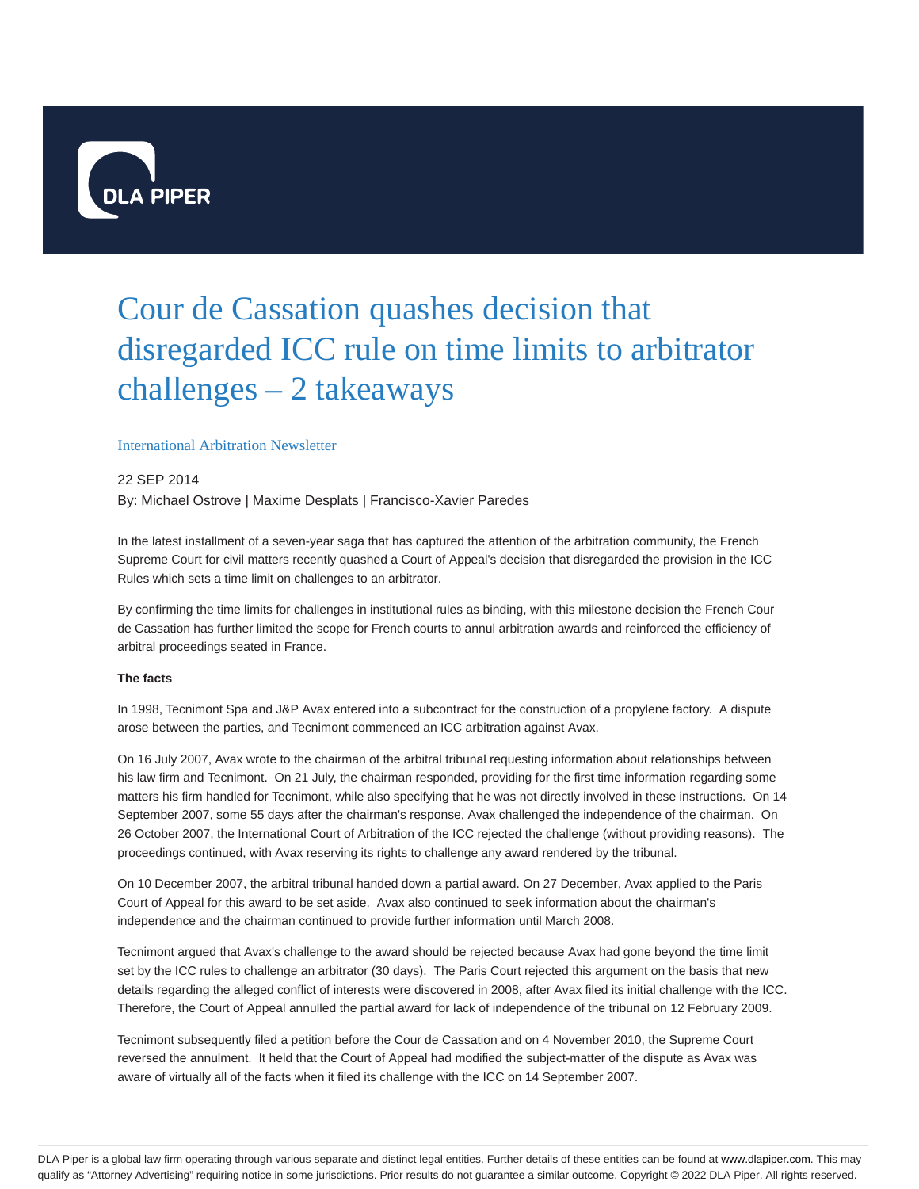# Cour de Cassation quashes decision that disregarded ICC rule on time limits to arbitrator challenges – 2 takeaways

International Arbitration Newsletter

22 SEP 2014

By: Michael Ostrove | Maxime Desplats | Francisco-Xavier Paredes

In the latest installment of a seven-year saga that has captured the attention of the arbitration community, the French Supreme Court for civil matters recently quashed a Court of Appeal's decision that disregarded the provision in the ICC Rules which sets a time limit on challenges to an arbitrator.

By confirming the time limits for challenges in institutional rules as binding, with this milestone decision the French Cour de Cassation has further limited the scope for French courts to annul arbitration awards and reinforced the efficiency of arbitral proceedings seated in France.

**The facts**

In 1998, Tecnimont Spa and J&P Avax entered into a subcontract for the construction of a propylene factory. A dispute arose between the parties, and Tecnimont commenced an ICC arbitration against Avax.

On 16 July 2007, Avax wrote to the chairman of the arbitral tribunal requesting information about relationships between his law firm and Tecnimont. On 21 July, the chairman responded, providing for the first time information regarding some matters his firm handled for Tecnimont, while also specifying that he was not directly involved in these instructions. On 14 September 2007, some 55 days after the chairman's response, Avax challenged the independence of the chairman. On 26 October 2007, the International Court of Arbitration of the ICC rejected the challenge (without providing reasons). The proceedings continued, with Avax reserving its rights to challenge any award rendered by the tribunal.

On 10 December 2007, the arbitral tribunal handed down a partial award. On 27 December, Avax applied to the Paris Court of Appeal for this award to be set aside. Avax also continued to seek information about the chairman's independence and the chairman continued to provide further information until March 2008.

Tecnimont argued that Avax's challenge to the award should be rejected because Avax had gone beyond the time limit set by the ICC rules to challenge an arbitrator (30 days). The Paris Court rejected this argument on the basis that new details regarding the alleged conflict of interests were discovered in 2008, after Avax filed its initial challenge with the ICC. Therefore, the Court of Appeal annulled the partial award for lack of independence of the tribunal on 12 February 2009.

Tecnimont subsequently filed a petition before the Cour de Cassation and on 4 November 2010, the Supreme Court reversed the annulment. It held that the Court of Appeal had modified the subject-matter of the dispute as Avax was aware of virtually all of the facts when it filed its challenge with the ICC on 14 September 2007.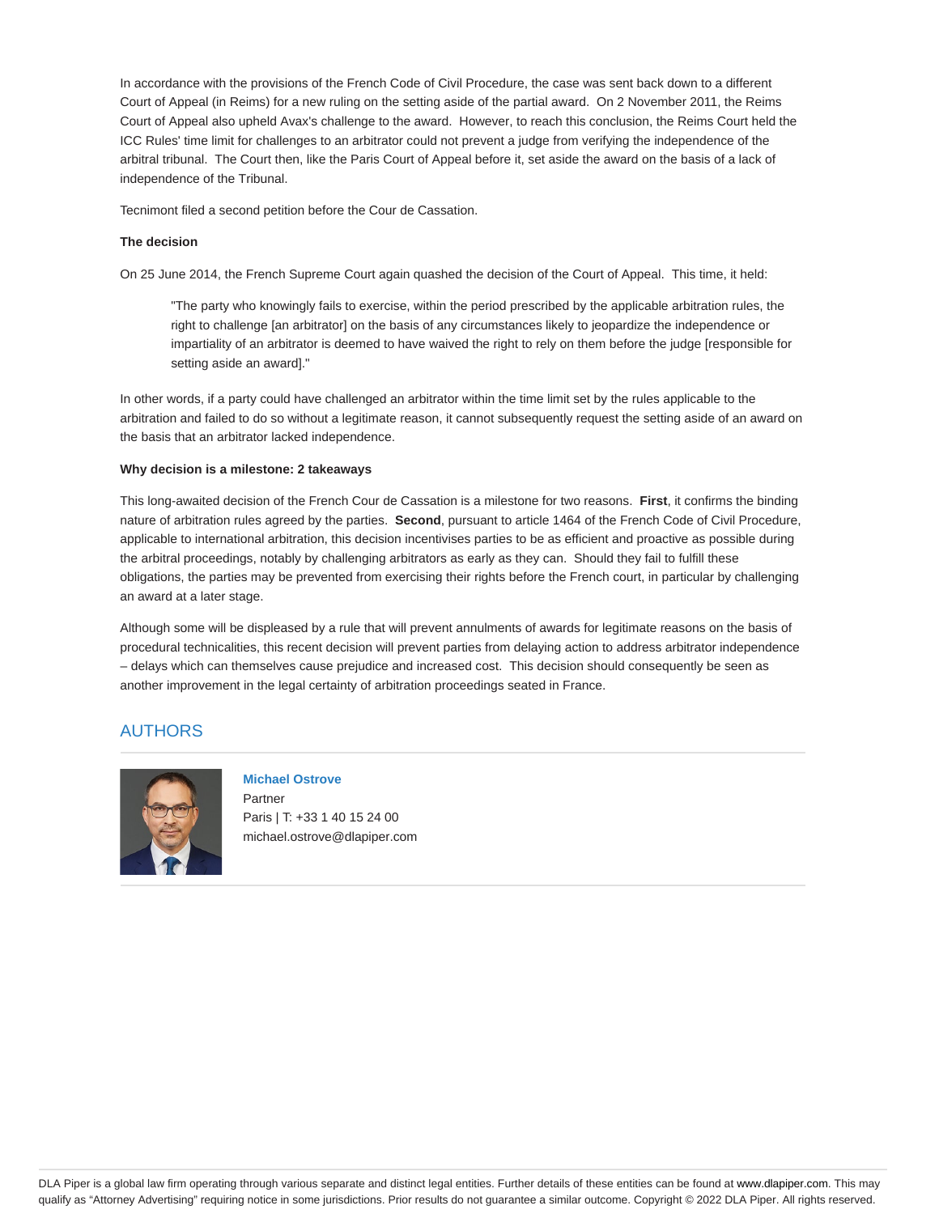In accordance with the provisions of the French Code of Civil Procedure, the case was sent back down to a different Court of Appeal (in Reims) for a new ruling on the setting aside of the partial award. On 2 November 2011, the Reims Court of Appeal also upheld Avax's challenge to the award. However, to reach this conclusion, the Reims Court held the ICC Rules' time limit for challenges to an arbitrator could not prevent a judge from verifying the independence of the arbitral tribunal. The Court then, like the Paris Court of Appeal before it, set aside the award on the basis of a lack of independence of the Tribunal.

Tecnimont filed a second petition before the Cour de Cassation.

**The decision**

On 25 June 2014, the French Supreme Court again quashed the decision of the Court of Appeal. This time, it held:

> "The party who knowingly fails to exercise, within the period prescribed by the applicable arbitration rules, the right to challenge [an arbitrator] on the basis of any circumstances likely to jeopardize the independence or impartiality of an arbitrator is deemed to have waived the right to rely on them before the judge [responsible for setting aside an award]."

In other words, if a party could have challenged an arbitrator within the time limit set by the rules applicable to the arbitration and failed to do so without a legitimate reason, it cannot subsequently request the setting aside of an award on the basis that an arbitrator lacked independence.

**Why decision is a milestone: 2 takeaways**

This long-awaited decision of the French Cour de Cassation is a milestone for two reasons. **First**, it confirms the binding nature of arbitration rules agreed by the parties. **Second**, pursuant to article 1464 of the French Code of Civil Procedure, applicable to international arbitration, this decision incentivises parties to be as efficient and proactive as possible during the arbitral proceedings, notably by challenging arbitrators as early as they can. Should they fail to fulfill these obligations, the parties may be prevented from exercising their rights before the French court, in particular by challenging an award at a later stage.

Although some will be displeased by a rule that will prevent annulments of awards for legitimate reasons on the basis of procedural technicalities, this recent decision will prevent parties from delaying action to address arbitrator independence – delays which can themselves cause prejudice and increased cost. This decision should consequently be seen as another improvement in the legal certainty of arbitration proceedings seated in France.

## AUTHORS

**Michael Ostrove**
Partner
Paris | T: +33 1 40 15 24 00
michael.ostrove@dlapiper.com

DLA Piper is a global law firm operating through various separate and distinct legal entities. Further details of these entities can be found at www.dlapiper.com. This may qualify as "Attorney Advertising" requiring notice in some jurisdictions. Prior results do not guarantee a similar outcome. Copyright © 2022 DLA Piper. All rights reserved.